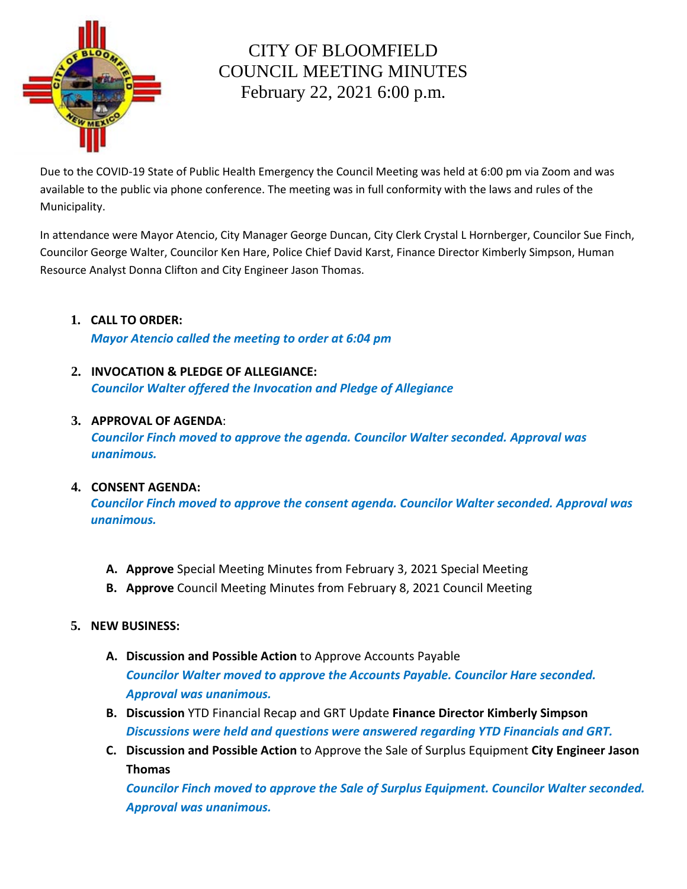# CITY OF BLOOMFIELD
# COUNCIL MEETING MINUTES
## February 22, 2021 6:00 p.m.

Due to the COVID-19 State of Public Health Emergency the Council Meeting was held at 6:00 pm via Zoom and was available to the public via phone conference. The meeting was in full conformity with the laws and rules of the Municipality.

In attendance were Mayor Atencio, City Manager George Duncan, City Clerk Crystal L Hornberger, Councilor Sue Finch, Councilor George Walter, Councilor Ken Hare, Police Chief David Karst, Finance Director Kimberly Simpson, Human Resource Analyst Donna Clifton and City Engineer Jason Thomas.

1. **CALL TO ORDER:**
   ***Mayor Atencio called the meeting to order at 6:04 pm***

2. **INVOCATION & PLEDGE OF ALLEGIANCE:**
   ***Councilor Walter offered the Invocation and Pledge of Allegiance***

3. **APPROVAL OF AGENDA**:
   ***Councilor Finch moved to approve the agenda. Councilor Walter seconded. Approval was unanimous.***

4. **CONSENT AGENDA:**
   ***Councilor Finch moved to approve the consent agenda. Councilor Walter seconded. Approval was unanimous.***

   A. **Approve** Special Meeting Minutes from February 3, 2021 Special Meeting
   B. **Approve** Council Meeting Minutes from February 8, 2021 Council Meeting

5. **NEW BUSINESS:**

   A. **Discussion and Possible Action** to Approve Accounts Payable
      ***Councilor Walter moved to approve the Accounts Payable. Councilor Hare seconded. Approval was unanimous.***
   B. **Discussion** YTD Financial Recap and GRT Update **Finance Director Kimberly Simpson**
      ***Discussions were held and questions were answered regarding YTD Financials and GRT.***
   C. **Discussion and Possible Action** to Approve the Sale of Surplus Equipment **City Engineer Jason Thomas**
      ***Councilor Finch moved to approve the Sale of Surplus Equipment. Councilor Walter seconded. Approval was unanimous.***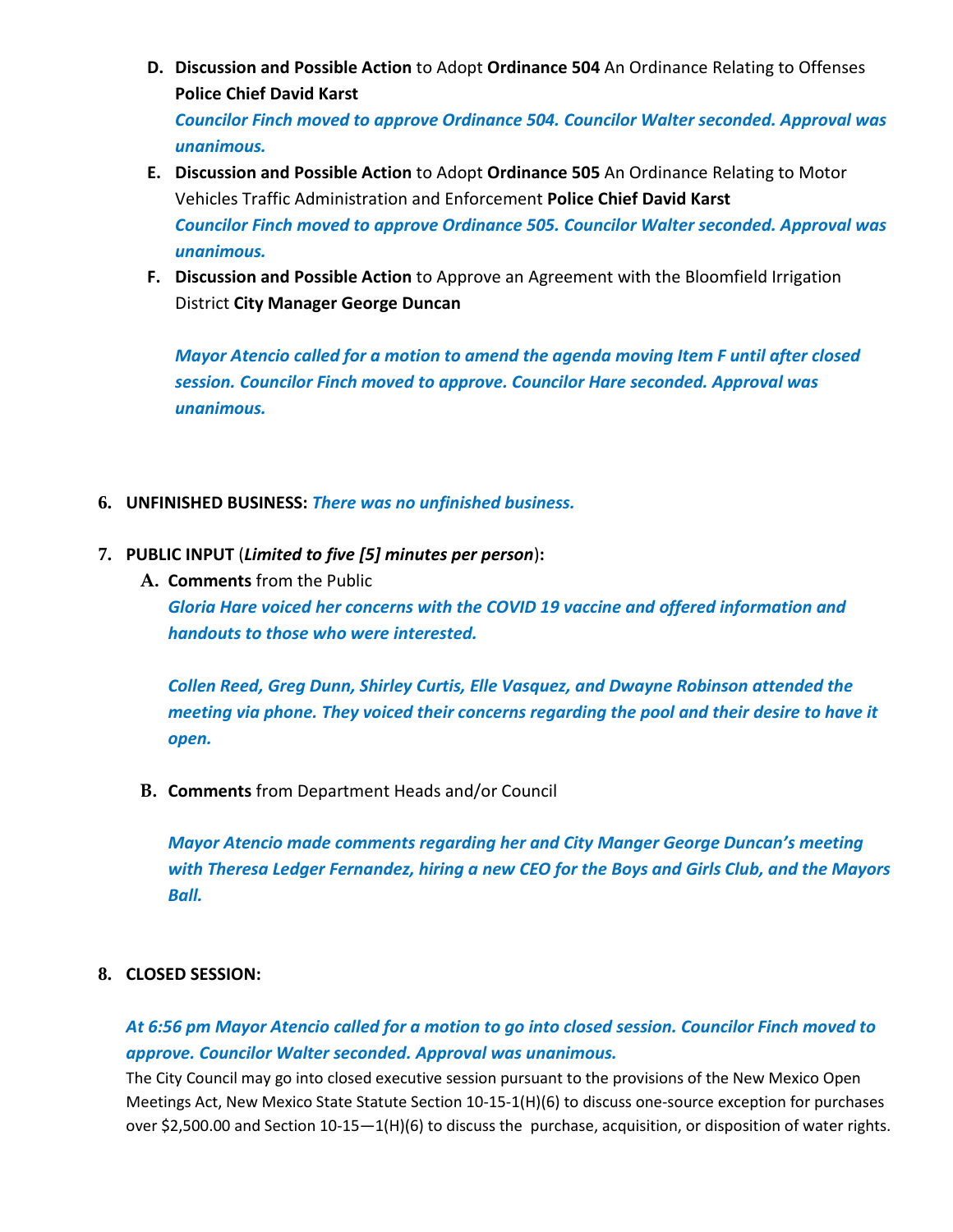D. **Discussion and Possible Action** to Adopt **Ordinance 504** An Ordinance Relating to Offenses **Police Chief David Karst**

   ***Councilor Finch moved to approve Ordinance 504. Councilor Walter seconded. Approval was unanimous.***

E. **Discussion and Possible Action** to Adopt **Ordinance 505** An Ordinance Relating to Motor Vehicles Traffic Administration and Enforcement **Police Chief David Karst**

   ***Councilor Finch moved to approve Ordinance 505. Councilor Walter seconded. Approval was unanimous.***

F. **Discussion and Possible Action** to Approve an Agreement with the Bloomfield Irrigation District **City Manager George Duncan**

   ***Mayor Atencio called for a motion to amend the agenda moving Item F until after closed session. Councilor Finch moved to approve. Councilor Hare seconded. Approval was unanimous.***

6. **UNFINISHED BUSINESS:** ***There was no unfinished business.***

7. **PUBLIC INPUT** (***Limited to five [5] minutes per person***)**:**

   A. **Comments** from the Public

   ***Gloria Hare voiced her concerns with the COVID 19 vaccine and offered information and handouts to those who were interested.***

   ***Collen Reed, Greg Dunn, Shirley Curtis, Elle Vasquez, and Dwayne Robinson attended the meeting via phone. They voiced their concerns regarding the pool and their desire to have it open.***

   B. **Comments** from Department Heads and/or Council

   ***Mayor Atencio made comments regarding her and City Manger George Duncan's meeting with Theresa Ledger Fernandez, hiring a new CEO for the Boys and Girls Club, and the Mayors Ball.***

8. **CLOSED SESSION:**

***At 6:56 pm Mayor Atencio called for a motion to go into closed session. Councilor Finch moved to approve. Councilor Walter seconded. Approval was unanimous.***

The City Council may go into closed executive session pursuant to the provisions of the New Mexico Open Meetings Act, New Mexico State Statute Section 10-15-1(H)(6) to discuss one-source exception for purchases over $2,500.00 and Section 10-15—1(H)(6) to discuss the purchase, acquisition, or disposition of water rights.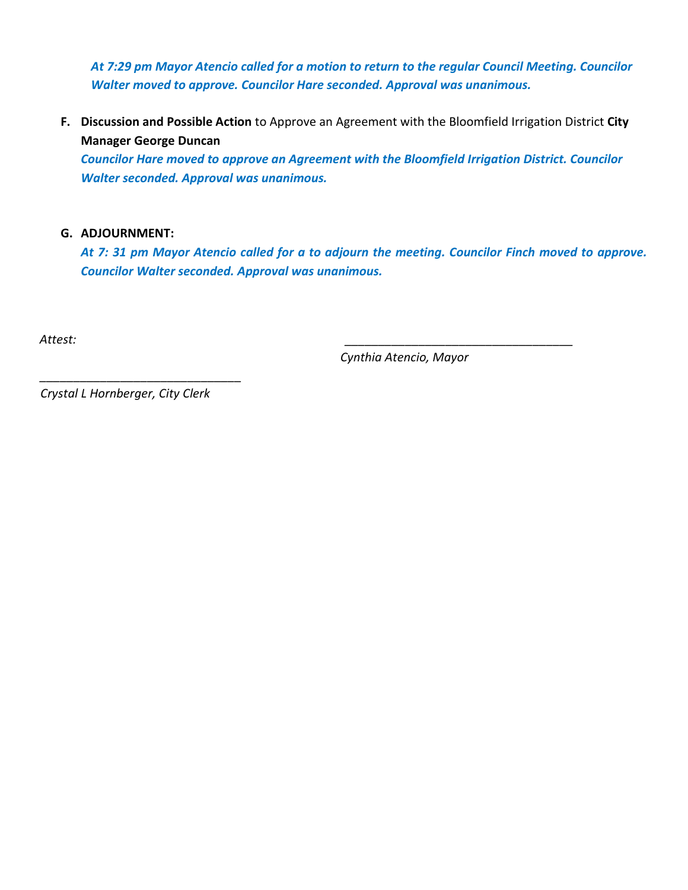***At 7:29 pm Mayor Atencio called for a motion to return to the regular Council Meeting. Councilor Walter moved to approve. Councilor Hare seconded. Approval was unanimous.***

**F. Discussion and Possible Action** to Approve an Agreement with the Bloomfield Irrigation District **City Manager George Duncan**

***Councilor Hare moved to approve an Agreement with the Bloomfield Irrigation District. Councilor Walter seconded. Approval was unanimous.***

**G. ADJOURNMENT:**

***At 7: 31 pm Mayor Atencio called for a to adjourn the meeting. Councilor Finch moved to approve. Councilor Walter seconded. Approval was unanimous.***

*Attest:*

___________________________________
*Cynthia Atencio, Mayor*

______________________________
*Crystal L Hornberger, City Clerk*